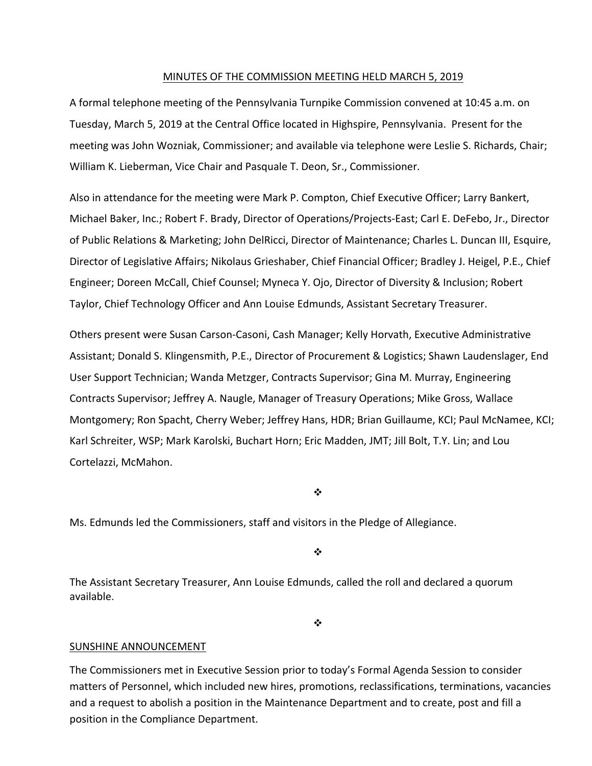MINUTES OF THE COMMISSION MEETING HELD MARCH 5, 2019

A formal telephone meeting of the Pennsylvania Turnpike Commission convened at 10:45 a.m. on Tuesday, March 5, 2019 at the Central Office located in Highspire, Pennsylvania. Present for the meeting was John Wozniak, Commissioner; and available via telephone were Leslie S. Richards, Chair; William K. Lieberman, Vice Chair and Pasquale T. Deon, Sr., Commissioner.

Also in attendance for the meeting were Mark P. Compton, Chief Executive Officer; Larry Bankert, Michael Baker, Inc.; Robert F. Brady, Director of Operations/Projects-East; Carl E. DeFebo, Jr., Director of Public Relations & Marketing; John DelRicci, Director of Maintenance; Charles L. Duncan III, Esquire, Director of Legislative Affairs; Nikolaus Grieshaber, Chief Financial Officer; Bradley J. Heigel, P.E., Chief Engineer; Doreen McCall, Chief Counsel; Myneca Y. Ojo, Director of Diversity & Inclusion; Robert Taylor, Chief Technology Officer and Ann Louise Edmunds, Assistant Secretary Treasurer.

Others present were Susan Carson-Casoni, Cash Manager; Kelly Horvath, Executive Administrative Assistant; Donald S. Klingensmith, P.E., Director of Procurement & Logistics; Shawn Laudenslager, End User Support Technician; Wanda Metzger, Contracts Supervisor; Gina M. Murray, Engineering Contracts Supervisor; Jeffrey A. Naugle, Manager of Treasury Operations; Mike Gross, Wallace Montgomery; Ron Spacht, Cherry Weber; Jeffrey Hans, HDR; Brian Guillaume, KCI; Paul McNamee, KCI; Karl Schreiter, WSP; Mark Karolski, Buchart Horn; Eric Madden, JMT; Jill Bolt, T.Y. Lin; and Lou Cortelazzi, McMahon.

❖

Ms. Edmunds led the Commissioners, staff and visitors in the Pledge of Allegiance.

❖

The Assistant Secretary Treasurer, Ann Louise Edmunds, called the roll and declared a quorum available.

❖

SUNSHINE ANNOUNCEMENT

The Commissioners met in Executive Session prior to today's Formal Agenda Session to consider matters of Personnel, which included new hires, promotions, reclassifications, terminations, vacancies and a request to abolish a position in the Maintenance Department and to create, post and fill a position in the Compliance Department.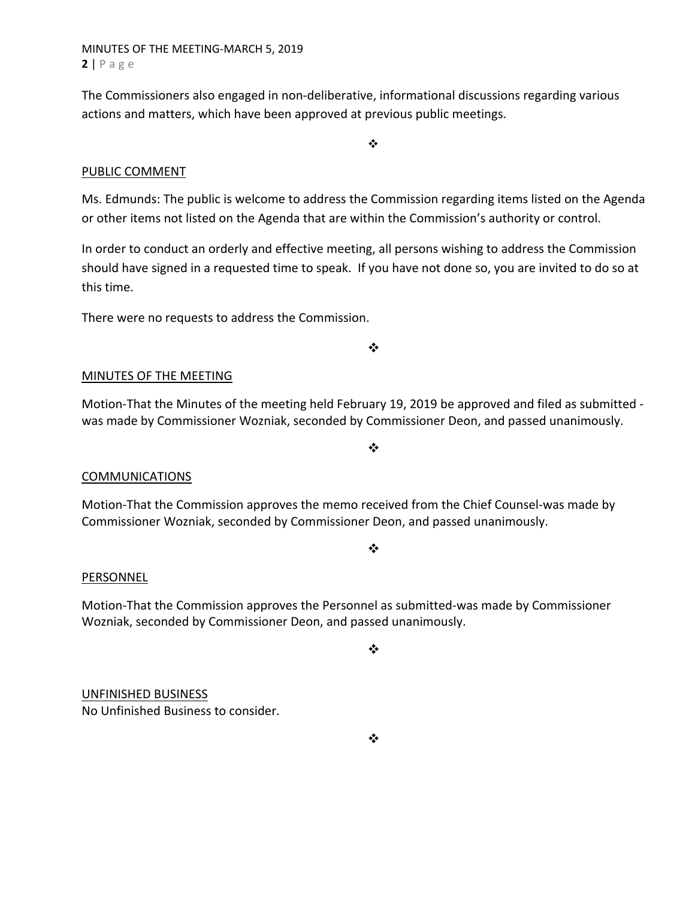The Commissioners also engaged in non-deliberative, informational discussions regarding various actions and matters, which have been approved at previous public meetings.

❖

PUBLIC COMMENT

Ms. Edmunds: The public is welcome to address the Commission regarding items listed on the Agenda or other items not listed on the Agenda that are within the Commission's authority or control.

In order to conduct an orderly and effective meeting, all persons wishing to address the Commission should have signed in a requested time to speak. If you have not done so, you are invited to do so at this time.

There were no requests to address the Commission.

❖

MINUTES OF THE MEETING

Motion-That the Minutes of the meeting held February 19, 2019 be approved and filed as submitted - was made by Commissioner Wozniak, seconded by Commissioner Deon, and passed unanimously.

❖

COMMUNICATIONS

Motion-That the Commission approves the memo received from the Chief Counsel-was made by Commissioner Wozniak, seconded by Commissioner Deon, and passed unanimously.

❖

PERSONNEL

Motion-That the Commission approves the Personnel as submitted-was made by Commissioner Wozniak, seconded by Commissioner Deon, and passed unanimously.

❖

UNFINISHED BUSINESS
No Unfinished Business to consider.

❖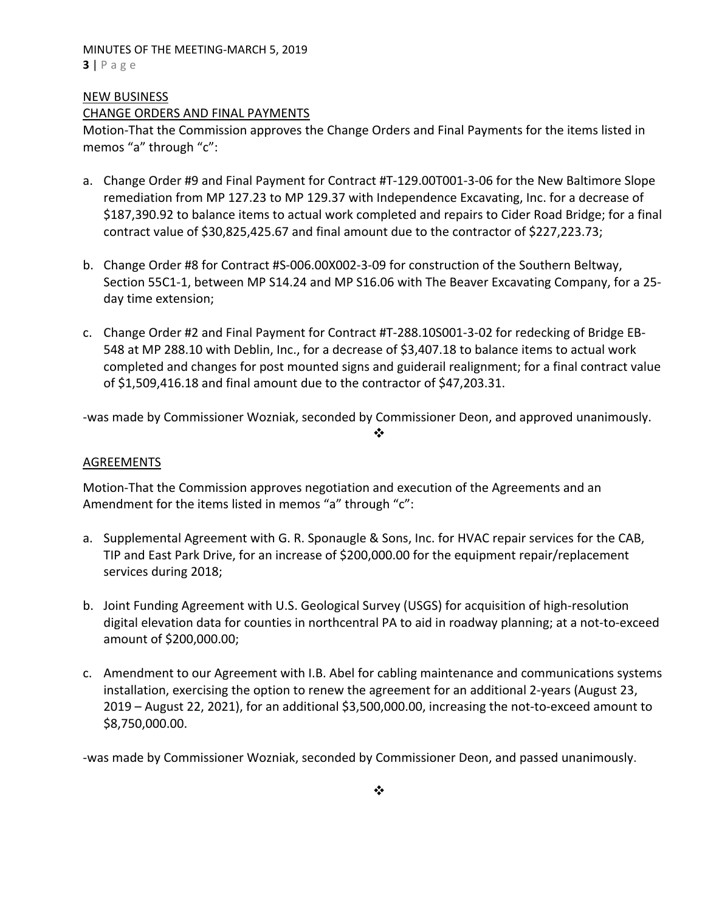NEW BUSINESS

CHANGE ORDERS AND FINAL PAYMENTS

Motion-That the Commission approves the Change Orders and Final Payments for the items listed in memos "a" through "c":

a. Change Order #9 and Final Payment for Contract #T-129.00T001-3-06 for the New Baltimore Slope remediation from MP 127.23 to MP 129.37 with Independence Excavating, Inc. for a decrease of $187,390.92 to balance items to actual work completed and repairs to Cider Road Bridge; for a final contract value of $30,825,425.67 and final amount due to the contractor of $227,223.73;

b. Change Order #8 for Contract #S-006.00X002-3-09 for construction of the Southern Beltway, Section 55C1-1, between MP S14.24 and MP S16.06 with The Beaver Excavating Company, for a 25-day time extension;

c. Change Order #2 and Final Payment for Contract #T-288.10S001-3-02 for redecking of Bridge EB-548 at MP 288.10 with Deblin, Inc., for a decrease of $3,407.18 to balance items to actual work completed and changes for post mounted signs and guiderail realignment; for a final contract value of $1,509,416.18 and final amount due to the contractor of $47,203.31.

-was made by Commissioner Wozniak, seconded by Commissioner Deon, and approved unanimously.

❖

AGREEMENTS

Motion-That the Commission approves negotiation and execution of the Agreements and an Amendment for the items listed in memos "a" through "c":

a. Supplemental Agreement with G. R. Sponaugle & Sons, Inc. for HVAC repair services for the CAB, TIP and East Park Drive, for an increase of $200,000.00 for the equipment repair/replacement services during 2018;

b. Joint Funding Agreement with U.S. Geological Survey (USGS) for acquisition of high-resolution digital elevation data for counties in northcentral PA to aid in roadway planning; at a not-to-exceed amount of $200,000.00;

c. Amendment to our Agreement with I.B. Abel for cabling maintenance and communications systems installation, exercising the option to renew the agreement for an additional 2-years (August 23, 2019 – August 22, 2021), for an additional $3,500,000.00, increasing the not-to-exceed amount to $8,750,000.00.

-was made by Commissioner Wozniak, seconded by Commissioner Deon, and passed unanimously.

❖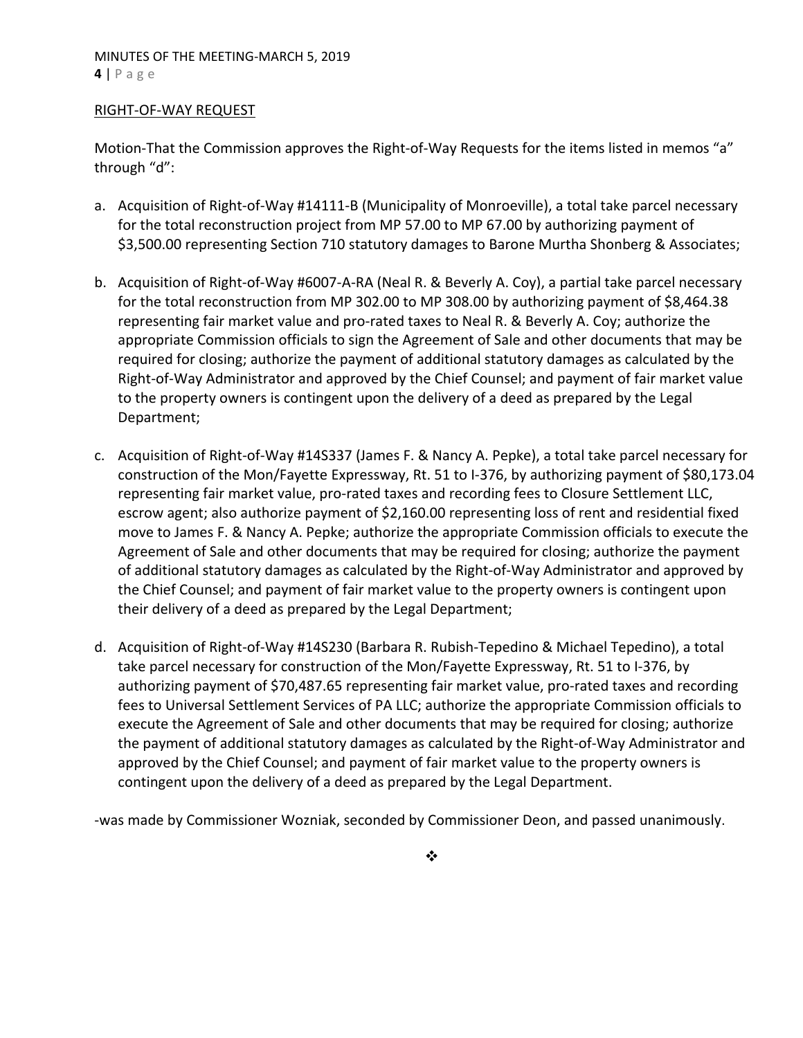RIGHT-OF-WAY REQUEST

Motion-That the Commission approves the Right-of-Way Requests for the items listed in memos "a" through "d":

a. Acquisition of Right-of-Way #14111-B (Municipality of Monroeville), a total take parcel necessary for the total reconstruction project from MP 57.00 to MP 67.00 by authorizing payment of $3,500.00 representing Section 710 statutory damages to Barone Murtha Shonberg & Associates;

b. Acquisition of Right-of-Way #6007-A-RA (Neal R. & Beverly A. Coy), a partial take parcel necessary for the total reconstruction from MP 302.00 to MP 308.00 by authorizing payment of $8,464.38 representing fair market value and pro-rated taxes to Neal R. & Beverly A. Coy; authorize the appropriate Commission officials to sign the Agreement of Sale and other documents that may be required for closing; authorize the payment of additional statutory damages as calculated by the Right-of-Way Administrator and approved by the Chief Counsel; and payment of fair market value to the property owners is contingent upon the delivery of a deed as prepared by the Legal Department;

c. Acquisition of Right-of-Way #14S337 (James F. & Nancy A. Pepke), a total take parcel necessary for construction of the Mon/Fayette Expressway, Rt. 51 to I-376, by authorizing payment of $80,173.04 representing fair market value, pro-rated taxes and recording fees to Closure Settlement LLC, escrow agent; also authorize payment of $2,160.00 representing loss of rent and residential fixed move to James F. & Nancy A. Pepke; authorize the appropriate Commission officials to execute the Agreement of Sale and other documents that may be required for closing; authorize the payment of additional statutory damages as calculated by the Right-of-Way Administrator and approved by the Chief Counsel; and payment of fair market value to the property owners is contingent upon their delivery of a deed as prepared by the Legal Department;

d. Acquisition of Right-of-Way #14S230 (Barbara R. Rubish-Tepedino & Michael Tepedino), a total take parcel necessary for construction of the Mon/Fayette Expressway, Rt. 51 to I-376, by authorizing payment of $70,487.65 representing fair market value, pro-rated taxes and recording fees to Universal Settlement Services of PA LLC; authorize the appropriate Commission officials to execute the Agreement of Sale and other documents that may be required for closing; authorize the payment of additional statutory damages as calculated by the Right-of-Way Administrator and approved by the Chief Counsel; and payment of fair market value to the property owners is contingent upon the delivery of a deed as prepared by the Legal Department.

-was made by Commissioner Wozniak, seconded by Commissioner Deon, and passed unanimously.

❖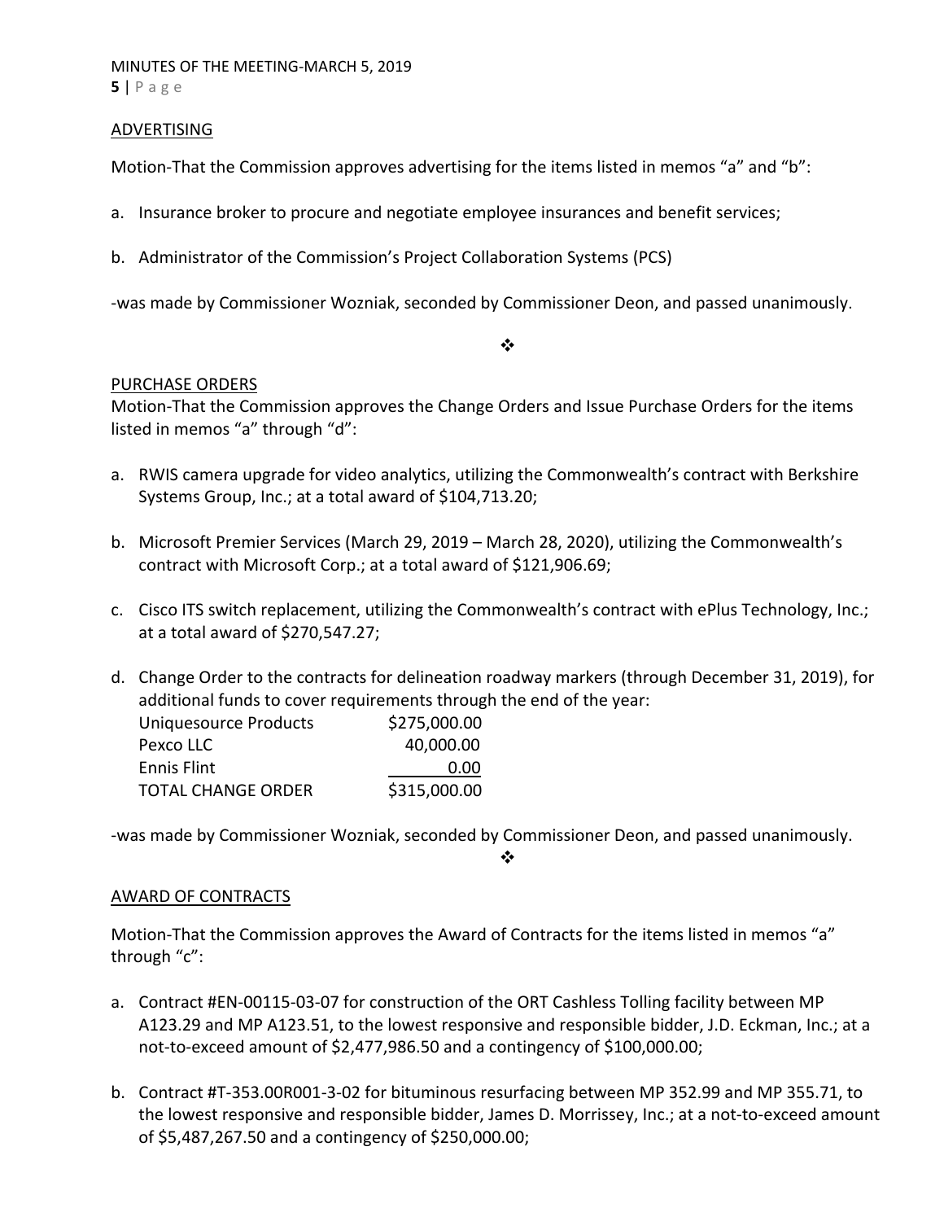## ADVERTISING

Motion-That the Commission approves advertising for the items listed in memos "a" and "b":

a. Insurance broker to procure and negotiate employee insurances and benefit services;

b. Administrator of the Commission's Project Collaboration Systems (PCS)

-was made by Commissioner Wozniak, seconded by Commissioner Deon, and passed unanimously.

❖

## PURCHASE ORDERS

Motion-That the Commission approves the Change Orders and Issue Purchase Orders for the items listed in memos "a" through "d":

a. RWIS camera upgrade for video analytics, utilizing the Commonwealth's contract with Berkshire Systems Group, Inc.; at a total award of $104,713.20;

b. Microsoft Premier Services (March 29, 2019 – March 28, 2020), utilizing the Commonwealth's contract with Microsoft Corp.; at a total award of $121,906.69;

c. Cisco ITS switch replacement, utilizing the Commonwealth's contract with ePlus Technology, Inc.; at a total award of $270,547.27;

d. Change Order to the contracts for delineation roadway markers (through December 31, 2019), for additional funds to cover requirements through the end of the year:

| | |
|---|---|
| Uniquesource Products | $275,000.00 |
| Pexco LLC | 40,000.00 |
| Ennis Flint | 0.00 |
| TOTAL CHANGE ORDER | $315,000.00 |

-was made by Commissioner Wozniak, seconded by Commissioner Deon, and passed unanimously.

❖

## AWARD OF CONTRACTS

Motion-That the Commission approves the Award of Contracts for the items listed in memos "a" through "c":

a. Contract #EN-00115-03-07 for construction of the ORT Cashless Tolling facility between MP A123.29 and MP A123.51, to the lowest responsive and responsible bidder, J.D. Eckman, Inc.; at a not-to-exceed amount of $2,477,986.50 and a contingency of $100,000.00;

b. Contract #T-353.00R001-3-02 for bituminous resurfacing between MP 352.99 and MP 355.71, to the lowest responsive and responsible bidder, James D. Morrissey, Inc.; at a not-to-exceed amount of $5,487,267.50 and a contingency of $250,000.00;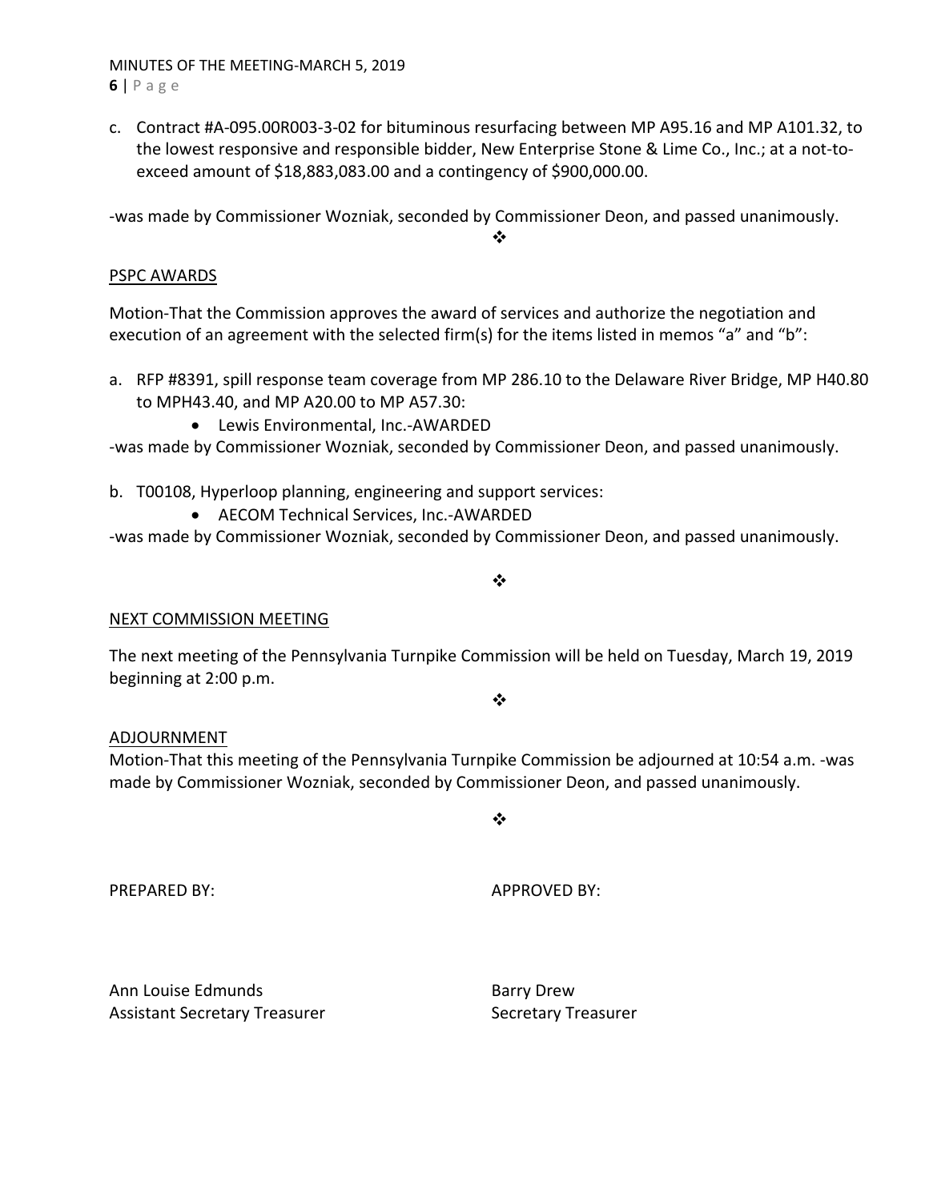c. Contract #A-095.00R003-3-02 for bituminous resurfacing between MP A95.16 and MP A101.32, to the lowest responsive and responsible bidder, New Enterprise Stone & Lime Co., Inc.; at a not-to-exceed amount of $18,883,083.00 and a contingency of $900,000.00.

-was made by Commissioner Wozniak, seconded by Commissioner Deon, and passed unanimously.

❖

PSPC AWARDS

Motion-That the Commission approves the award of services and authorize the negotiation and execution of an agreement with the selected firm(s) for the items listed in memos "a" and "b":

a. RFP #8391, spill response team coverage from MP 286.10 to the Delaware River Bridge, MP H40.80 to MPH43.40, and MP A20.00 to MP A57.30:
   - Lewis Environmental, Inc.-AWARDED

-was made by Commissioner Wozniak, seconded by Commissioner Deon, and passed unanimously.

b. T00108, Hyperloop planning, engineering and support services:
   - AECOM Technical Services, Inc.-AWARDED

-was made by Commissioner Wozniak, seconded by Commissioner Deon, and passed unanimously.

❖

NEXT COMMISSION MEETING

The next meeting of the Pennsylvania Turnpike Commission will be held on Tuesday, March 19, 2019 beginning at 2:00 p.m.

❖

ADJOURNMENT

Motion-That this meeting of the Pennsylvania Turnpike Commission be adjourned at 10:54 a.m. -was made by Commissioner Wozniak, seconded by Commissioner Deon, and passed unanimously.

❖

PREPARED BY:

Ann Louise Edmunds
Assistant Secretary Treasurer

APPROVED BY:

Barry Drew
Secretary Treasurer